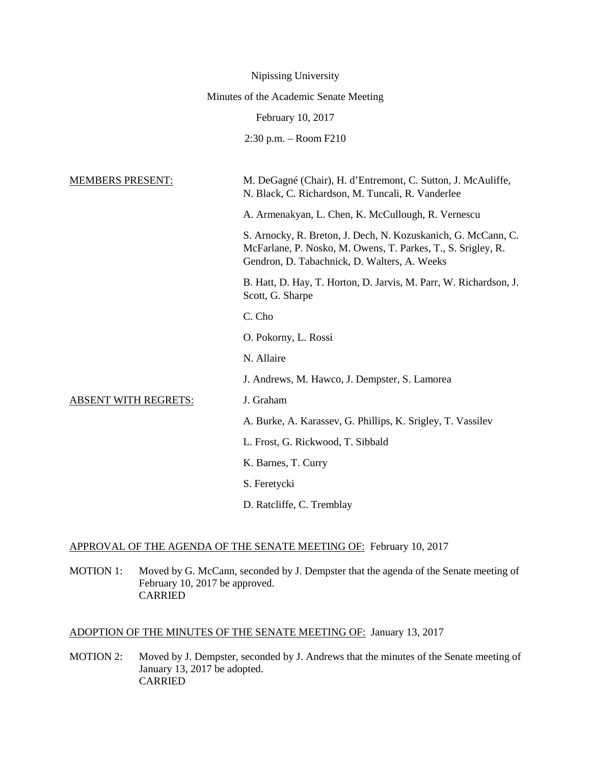Nipissing University

Minutes of the Academic Senate Meeting

February 10, 2017

2:30 p.m. – Room F210

<u>MEMBERS PRESENT:</u>

M. DeGagné (Chair), H. d'Entremont, C. Sutton, J. McAuliffe, N. Black, C. Richardson, M. Tuncali, R. Vanderlee

A. Armenakyan, L. Chen, K. McCullough, R. Vernescu

S. Arnocky, R. Breton, J. Dech, N. Kozuskanich, G. McCann, C. McFarlane, P. Nosko, M. Owens, T. Parkes, T., S. Srigley, R. Gendron, D. Tabachnick, D. Walters, A. Weeks

B. Hatt, D. Hay, T. Horton, D. Jarvis, M. Parr, W. Richardson, J. Scott, G. Sharpe

C. Cho

O. Pokorny, L. Rossi

N. Allaire

J. Andrews, M. Hawco, J. Dempster, S. Lamorea

<u>ABSENT WITH REGRETS:</u>

J. Graham

A. Burke, A. Karassev, G. Phillips, K. Srigley, T. Vassilev

L. Frost, G. Rickwood, T. Sibbald

K. Barnes, T. Curry

S. Feretycki

D. Ratcliffe, C. Tremblay

<u>APPROVAL OF THE AGENDA OF THE SENATE MEETING OF:</u> February 10, 2017

MOTION 1: Moved by G. McCann, seconded by J. Dempster that the agenda of the Senate meeting of February 10, 2017 be approved.
CARRIED

<u>ADOPTION OF THE MINUTES OF THE SENATE MEETING OF:</u> January 13, 2017

MOTION 2: Moved by J. Dempster, seconded by J. Andrews that the minutes of the Senate meeting of January 13, 2017 be adopted.
CARRIED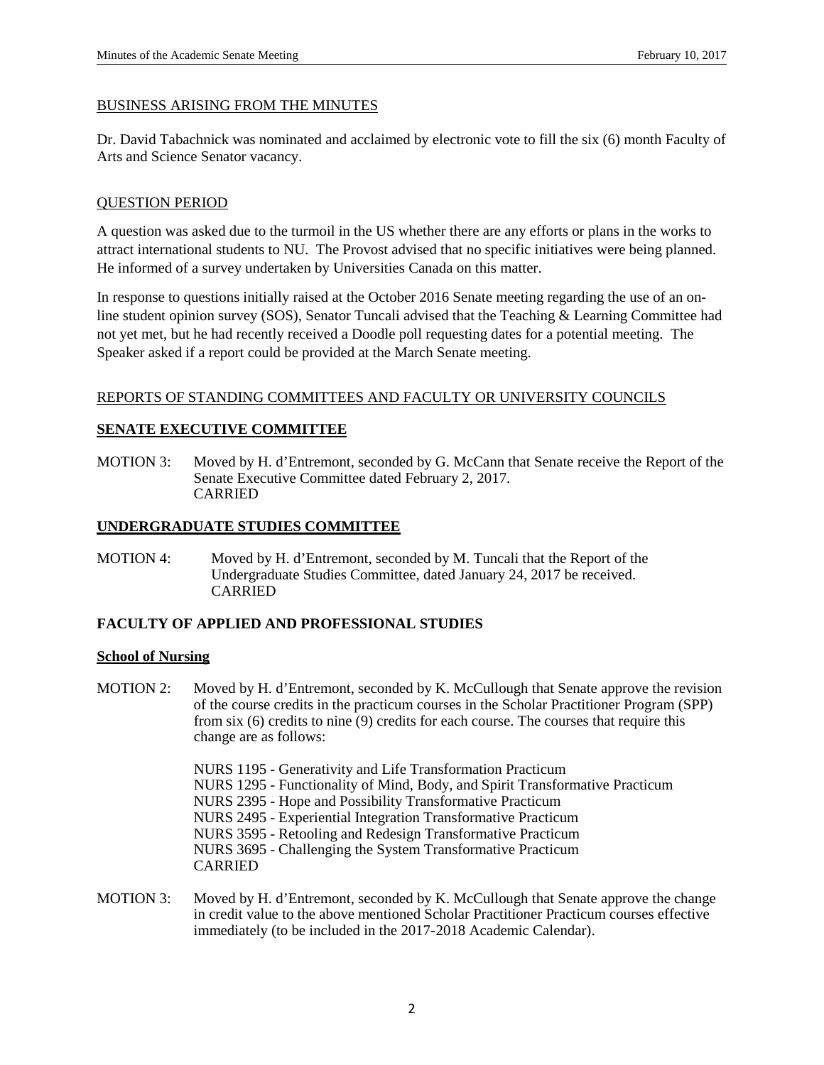BUSINESS ARISING FROM THE MINUTES

Dr. David Tabachnick was nominated and acclaimed by electronic vote to fill the six (6) month Faculty of Arts and Science Senator vacancy.

QUESTION PERIOD

A question was asked due to the turmoil in the US whether there are any efforts or plans in the works to attract international students to NU. The Provost advised that no specific initiatives were being planned. He informed of a survey undertaken by Universities Canada on this matter.

In response to questions initially raised at the October 2016 Senate meeting regarding the use of an on-line student opinion survey (SOS), Senator Tuncali advised that the Teaching & Learning Committee had not yet met, but he had recently received a Doodle poll requesting dates for a potential meeting. The Speaker asked if a report could be provided at the March Senate meeting.

REPORTS OF STANDING COMMITTEES AND FACULTY OR UNIVERSITY COUNCILS

**SENATE EXECUTIVE COMMITTEE**

MOTION 3: Moved by H. d'Entremont, seconded by G. McCann that Senate receive the Report of the Senate Executive Committee dated February 2, 2017.
CARRIED

**UNDERGRADUATE STUDIES COMMITTEE**

MOTION 4: Moved by H. d'Entremont, seconded by M. Tuncali that the Report of the Undergraduate Studies Committee, dated January 24, 2017 be received.
CARRIED

**FACULTY OF APPLIED AND PROFESSIONAL STUDIES**

**School of Nursing**

MOTION 2: Moved by H. d'Entremont, seconded by K. McCullough that Senate approve the revision of the course credits in the practicum courses in the Scholar Practitioner Program (SPP) from six (6) credits to nine (9) credits for each course. The courses that require this change are as follows:

NURS 1195 - Generativity and Life Transformation Practicum
NURS 1295 - Functionality of Mind, Body, and Spirit Transformative Practicum
NURS 2395 - Hope and Possibility Transformative Practicum
NURS 2495 - Experiential Integration Transformative Practicum
NURS 3595 - Retooling and Redesign Transformative Practicum
NURS 3695 - Challenging the System Transformative Practicum
CARRIED

MOTION 3: Moved by H. d'Entremont, seconded by K. McCullough that Senate approve the change in credit value to the above mentioned Scholar Practitioner Practicum courses effective immediately (to be included in the 2017-2018 Academic Calendar).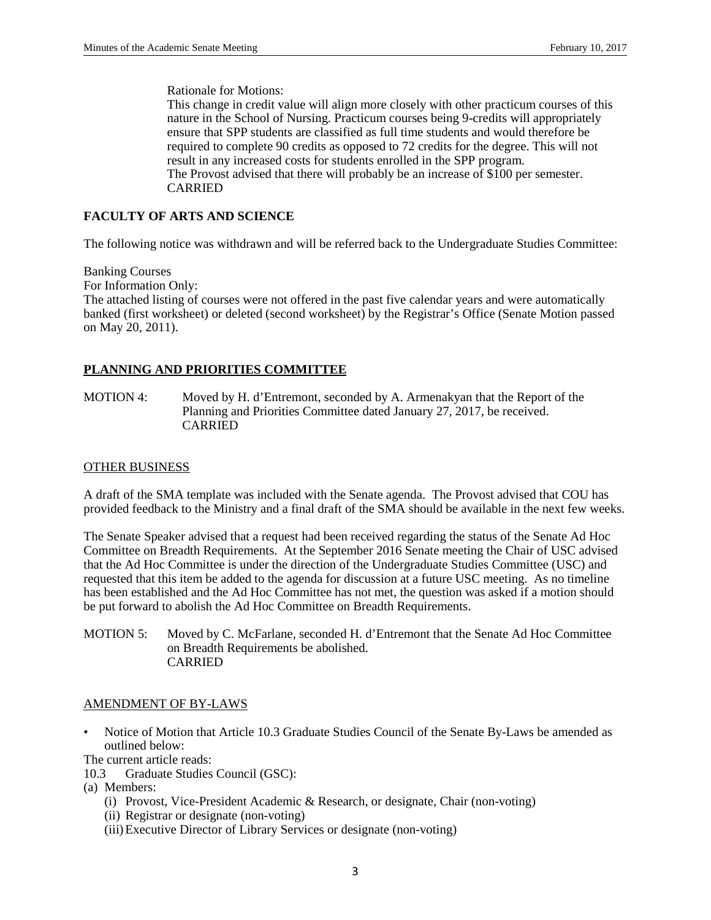Rationale for Motions:
This change in credit value will align more closely with other practicum courses of this nature in the School of Nursing. Practicum courses being 9-credits will appropriately ensure that SPP students are classified as full time students and would therefore be required to complete 90 credits as opposed to 72 credits for the degree. This will not result in any increased costs for students enrolled in the SPP program.
The Provost advised that there will probably be an increase of $100 per semester.
CARRIED

**FACULTY OF ARTS AND SCIENCE**

The following notice was withdrawn and will be referred back to the Undergraduate Studies Committee:

Banking Courses
For Information Only:
The attached listing of courses were not offered in the past five calendar years and were automatically banked (first worksheet) or deleted (second worksheet) by the Registrar's Office (Senate Motion passed on May 20, 2011).

**PLANNING AND PRIORITIES COMMITTEE**

MOTION 4: Moved by H. d'Entremont, seconded by A. Armenakyan that the Report of the Planning and Priorities Committee dated January 27, 2017, be received.
CARRIED

OTHER BUSINESS

A draft of the SMA template was included with the Senate agenda. The Provost advised that COU has provided feedback to the Ministry and a final draft of the SMA should be available in the next few weeks.

The Senate Speaker advised that a request had been received regarding the status of the Senate Ad Hoc Committee on Breadth Requirements. At the September 2016 Senate meeting the Chair of USC advised that the Ad Hoc Committee is under the direction of the Undergraduate Studies Committee (USC) and requested that this item be added to the agenda for discussion at a future USC meeting. As no timeline has been established and the Ad Hoc Committee has not met, the question was asked if a motion should be put forward to abolish the Ad Hoc Committee on Breadth Requirements.

MOTION 5: Moved by C. McFarlane, seconded H. d'Entremont that the Senate Ad Hoc Committee on Breadth Requirements be abolished.
CARRIED

AMENDMENT OF BY-LAWS

- Notice of Motion that Article 10.3 Graduate Studies Council of the Senate By-Laws be amended as outlined below:

The current article reads:

10.3 Graduate Studies Council (GSC):

(a) Members:
  - (i) Provost, Vice-President Academic & Research, or designate, Chair (non-voting)
  - (ii) Registrar or designate (non-voting)
  - (iii) Executive Director of Library Services or designate (non-voting)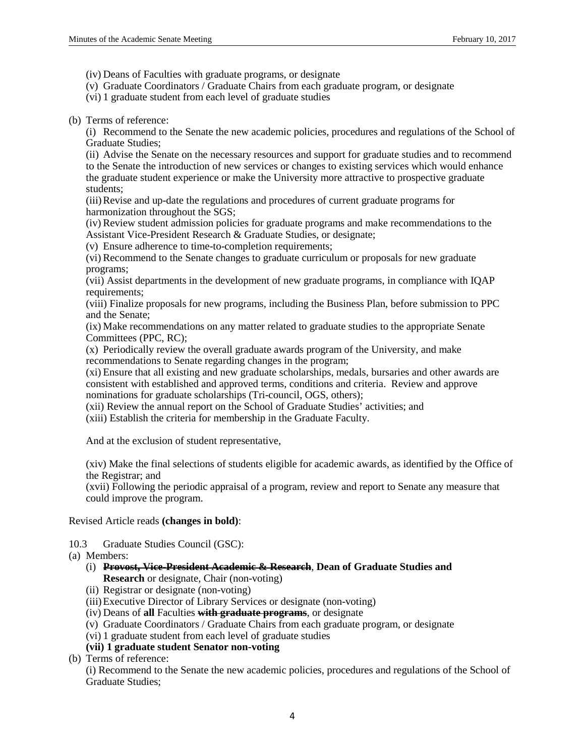(iv) Deans of Faculties with graduate programs, or designate
(v) Graduate Coordinators / Graduate Chairs from each graduate program, or designate
(vi) 1 graduate student from each level of graduate studies

(b) Terms of reference:

(i) Recommend to the Senate the new academic policies, procedures and regulations of the School of Graduate Studies;
(ii) Advise the Senate on the necessary resources and support for graduate studies and to recommend to the Senate the introduction of new services or changes to existing services which would enhance the graduate student experience or make the University more attractive to prospective graduate students;
(iii) Revise and up-date the regulations and procedures of current graduate programs for harmonization throughout the SGS;
(iv) Review student admission policies for graduate programs and make recommendations to the Assistant Vice-President Research & Graduate Studies, or designate;
(v) Ensure adherence to time-to-completion requirements;
(vi) Recommend to the Senate changes to graduate curriculum or proposals for new graduate programs;
(vii) Assist departments in the development of new graduate programs, in compliance with IQAP requirements;
(viii) Finalize proposals for new programs, including the Business Plan, before submission to PPC and the Senate;
(ix) Make recommendations on any matter related to graduate studies to the appropriate Senate Committees (PPC, RC);
(x) Periodically review the overall graduate awards program of the University, and make recommendations to Senate regarding changes in the program;
(xi) Ensure that all existing and new graduate scholarships, medals, bursaries and other awards are consistent with established and approved terms, conditions and criteria. Review and approve nominations for graduate scholarships (Tri-council, OGS, others);
(xii) Review the annual report on the School of Graduate Studies' activities; and
(xiii) Establish the criteria for membership in the Graduate Faculty.

And at the exclusion of student representative,

(xiv) Make the final selections of students eligible for academic awards, as identified by the Office of the Registrar; and
(xvii) Following the periodic appraisal of a program, review and report to Senate any measure that could improve the program.

Revised Article reads **(changes in bold)**:

10.3 Graduate Studies Council (GSC):

(a) Members:
   (i) **~~Provost, Vice-President Academic & Research~~**, **Dean of Graduate Studies and Research** or designate, Chair (non-voting)
   (ii) Registrar or designate (non-voting)
   (iii) Executive Director of Library Services or designate (non-voting)
   (iv) Deans of **all** Faculties **~~with graduate programs~~**, or designate
   (v) Graduate Coordinators / Graduate Chairs from each graduate program, or designate
   (vi) 1 graduate student from each level of graduate studies
   **(vii) 1 graduate student Senator non-voting**

(b) Terms of reference:

(i) Recommend to the Senate the new academic policies, procedures and regulations of the School of Graduate Studies;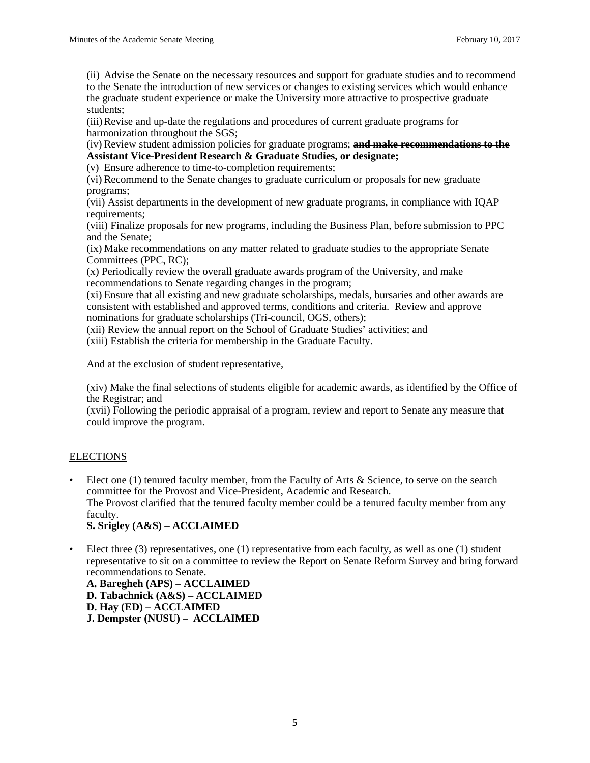(ii) Advise the Senate on the necessary resources and support for graduate studies and to recommend to the Senate the introduction of new services or changes to existing services which would enhance the graduate student experience or make the University more attractive to prospective graduate students;
(iii) Revise and up-date the regulations and procedures of current graduate programs for harmonization throughout the SGS;
(iv) Review student admission policies for graduate programs; ~~**and make recommendations to the Assistant Vice-President Research & Graduate Studies, or designate;**~~
(v) Ensure adherence to time-to-completion requirements;
(vi) Recommend to the Senate changes to graduate curriculum or proposals for new graduate programs;
(vii) Assist departments in the development of new graduate programs, in compliance with IQAP requirements;
(viii) Finalize proposals for new programs, including the Business Plan, before submission to PPC and the Senate;
(ix) Make recommendations on any matter related to graduate studies to the appropriate Senate Committees (PPC, RC);
(x) Periodically review the overall graduate awards program of the University, and make recommendations to Senate regarding changes in the program;
(xi) Ensure that all existing and new graduate scholarships, medals, bursaries and other awards are consistent with established and approved terms, conditions and criteria. Review and approve nominations for graduate scholarships (Tri-council, OGS, others);
(xii) Review the annual report on the School of Graduate Studies' activities; and
(xiii) Establish the criteria for membership in the Graduate Faculty.

And at the exclusion of student representative,

(xiv) Make the final selections of students eligible for academic awards, as identified by the Office of the Registrar; and
(xvii) Following the periodic appraisal of a program, review and report to Senate any measure that could improve the program.

## ELECTIONS

- Elect one (1) tenured faculty member, from the Faculty of Arts & Science, to serve on the search committee for the Provost and Vice-President, Academic and Research.
  The Provost clarified that the tenured faculty member could be a tenured faculty member from any faculty.
  **S. Srigley (A&S) – ACCLAIMED**

- Elect three (3) representatives, one (1) representative from each faculty, as well as one (1) student representative to sit on a committee to review the Report on Senate Reform Survey and bring forward recommendations to Senate.
  **A. Baregheh (APS) – ACCLAIMED**
  **D. Tabachnick (A&S) – ACCLAIMED**
  **D. Hay (ED) – ACCLAIMED**
  **J. Dempster (NUSU) – ACCLAIMED**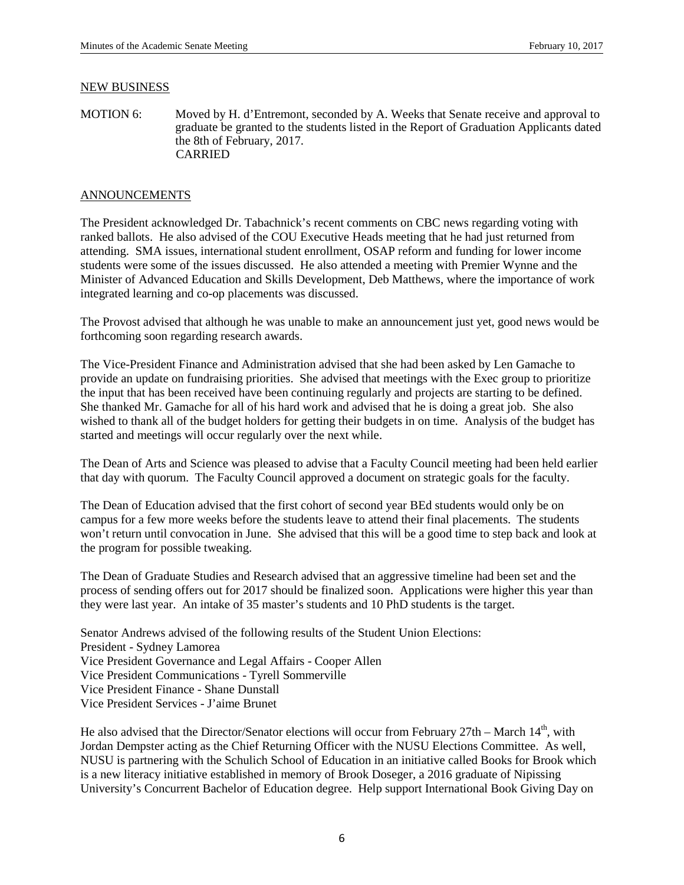NEW BUSINESS

MOTION 6: Moved by H. d'Entremont, seconded by A. Weeks that Senate receive and approval to graduate be granted to the students listed in the Report of Graduation Applicants dated the 8th of February, 2017.
CARRIED

ANNOUNCEMENTS

The President acknowledged Dr. Tabachnick's recent comments on CBC news regarding voting with ranked ballots. He also advised of the COU Executive Heads meeting that he had just returned from attending. SMA issues, international student enrollment, OSAP reform and funding for lower income students were some of the issues discussed. He also attended a meeting with Premier Wynne and the Minister of Advanced Education and Skills Development, Deb Matthews, where the importance of work integrated learning and co-op placements was discussed.

The Provost advised that although he was unable to make an announcement just yet, good news would be forthcoming soon regarding research awards.

The Vice-President Finance and Administration advised that she had been asked by Len Gamache to provide an update on fundraising priorities. She advised that meetings with the Exec group to prioritize the input that has been received have been continuing regularly and projects are starting to be defined. She thanked Mr. Gamache for all of his hard work and advised that he is doing a great job. She also wished to thank all of the budget holders for getting their budgets in on time. Analysis of the budget has started and meetings will occur regularly over the next while.

The Dean of Arts and Science was pleased to advise that a Faculty Council meeting had been held earlier that day with quorum. The Faculty Council approved a document on strategic goals for the faculty.

The Dean of Education advised that the first cohort of second year BEd students would only be on campus for a few more weeks before the students leave to attend their final placements. The students won't return until convocation in June. She advised that this will be a good time to step back and look at the program for possible tweaking.

The Dean of Graduate Studies and Research advised that an aggressive timeline had been set and the process of sending offers out for 2017 should be finalized soon. Applications were higher this year than they were last year. An intake of 35 master's students and 10 PhD students is the target.

Senator Andrews advised of the following results of the Student Union Elections:
President - Sydney Lamorea
Vice President Governance and Legal Affairs - Cooper Allen
Vice President Communications - Tyrell Sommerville
Vice President Finance - Shane Dunstall
Vice President Services - J'aime Brunet

He also advised that the Director/Senator elections will occur from February 27th – March 14th, with Jordan Dempster acting as the Chief Returning Officer with the NUSU Elections Committee. As well, NUSU is partnering with the Schulich School of Education in an initiative called Books for Brook which is a new literacy initiative established in memory of Brook Doseger, a 2016 graduate of Nipissing University's Concurrent Bachelor of Education degree. Help support International Book Giving Day on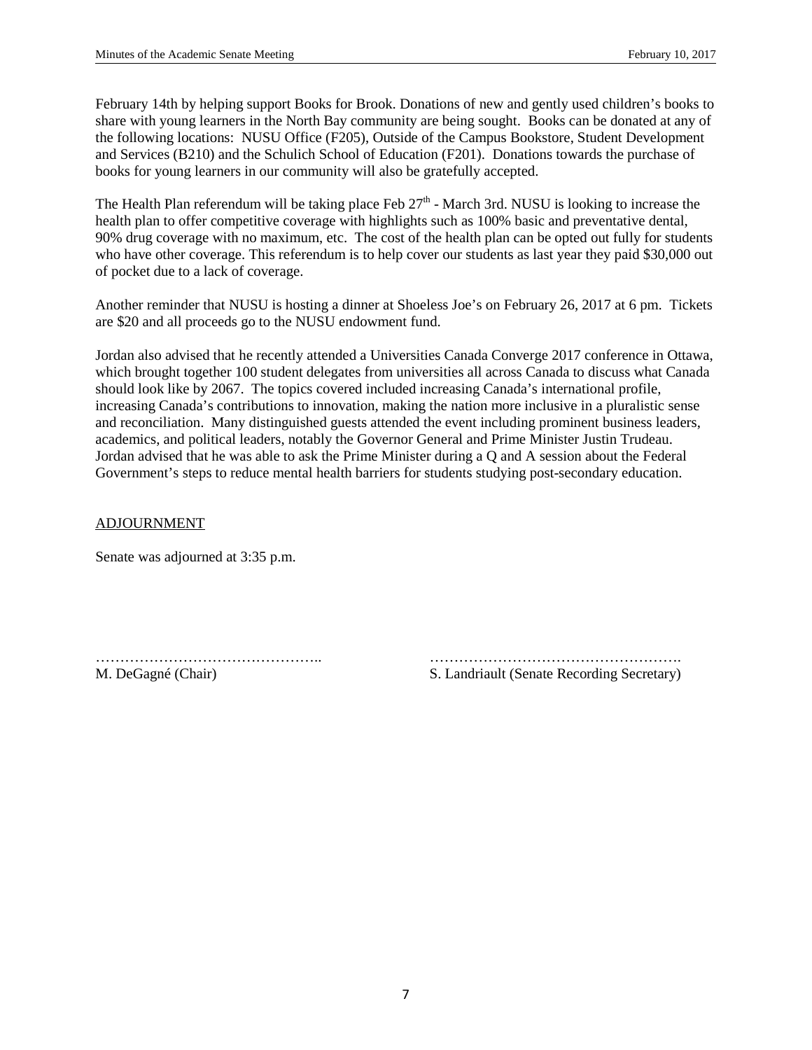February 14th by helping support Books for Brook. Donations of new and gently used children's books to share with young learners in the North Bay community are being sought. Books can be donated at any of the following locations: NUSU Office (F205), Outside of the Campus Bookstore, Student Development and Services (B210) and the Schulich School of Education (F201). Donations towards the purchase of books for young learners in our community will also be gratefully accepted.

The Health Plan referendum will be taking place Feb 27th - March 3rd. NUSU is looking to increase the health plan to offer competitive coverage with highlights such as 100% basic and preventative dental, 90% drug coverage with no maximum, etc. The cost of the health plan can be opted out fully for students who have other coverage. This referendum is to help cover our students as last year they paid $30,000 out of pocket due to a lack of coverage.

Another reminder that NUSU is hosting a dinner at Shoeless Joe's on February 26, 2017 at 6 pm. Tickets are $20 and all proceeds go to the NUSU endowment fund.

Jordan also advised that he recently attended a Universities Canada Converge 2017 conference in Ottawa, which brought together 100 student delegates from universities all across Canada to discuss what Canada should look like by 2067. The topics covered included increasing Canada's international profile, increasing Canada's contributions to innovation, making the nation more inclusive in a pluralistic sense and reconciliation. Many distinguished guests attended the event including prominent business leaders, academics, and political leaders, notably the Governor General and Prime Minister Justin Trudeau. Jordan advised that he was able to ask the Prime Minister during a Q and A session about the Federal Government's steps to reduce mental health barriers for students studying post-secondary education.

ADJOURNMENT

Senate was adjourned at 3:35 p.m.

……………………………………..
M. DeGagné (Chair)

…………………………………………….
S. Landriault (Senate Recording Secretary)